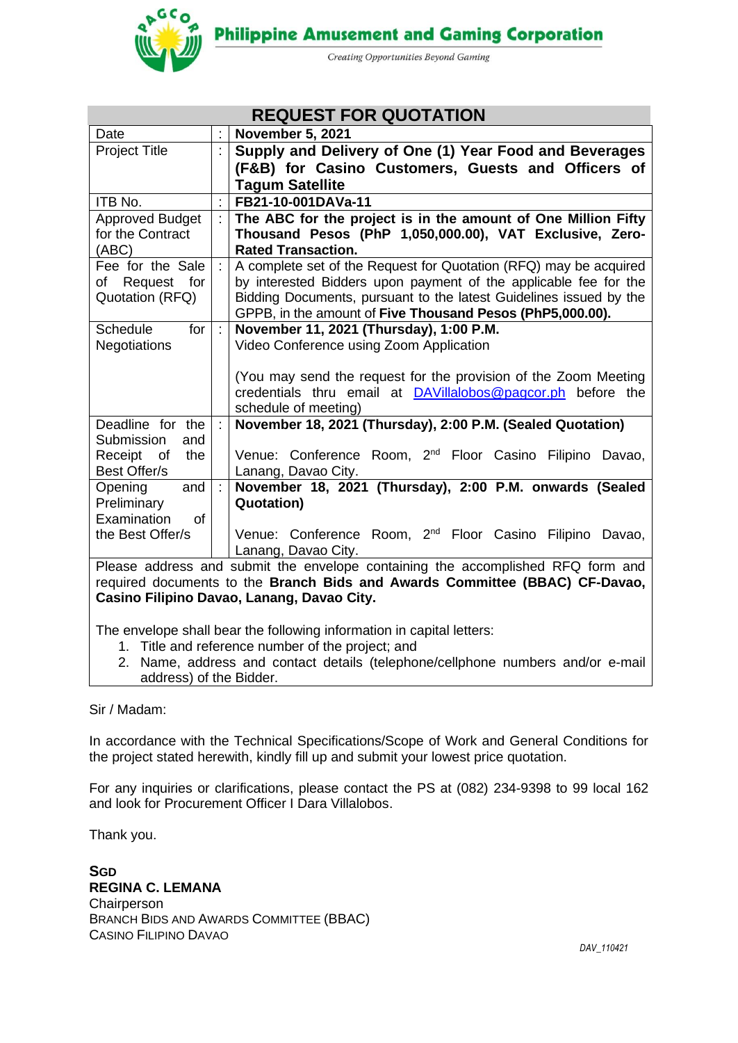**Philippine Amusement and Gaming Corporation**

*Creating Opportunities Beyond Gaming*

## REQUEST FOR QUOTATION

| | | |
|---|---|---|
| Date | : | **November 5, 2021** |
| Project Title | : | **Supply and Delivery of One (1) Year Food and Beverages (F&B) for Casino Customers, Guests and Officers of Tagum Satellite** |
| ITB No. | : | **FB21-10-001DAVa-11** |
| Approved Budget for the Contract (ABC) | : | **The ABC for the project is in the amount of One Million Fifty Thousand Pesos (PhP 1,050,000.00), VAT Exclusive, Zero-Rated Transaction.** |
| Fee for the Sale of Request for Quotation (RFQ) | : | A complete set of the Request for Quotation (RFQ) may be acquired by interested Bidders upon payment of the applicable fee for the Bidding Documents, pursuant to the latest Guidelines issued by the GPPB, in the amount of **Five Thousand Pesos (PhP5,000.00).** |
| Schedule for Negotiations | : | **November 11, 2021 (Thursday), 1:00 P.M.**<br>Video Conference using Zoom Application<br><br>(You may send the request for the provision of the Zoom Meeting credentials thru email at DAVillalobos@pagcor.ph before the schedule of meeting) |
| Deadline for the Submission and Receipt of the Best Offer/s | : | **November 18, 2021 (Thursday), 2:00 P.M. (Sealed Quotation)**<br><br>Venue: Conference Room, 2nd Floor Casino Filipino Davao, Lanang, Davao City. |
| Opening and Preliminary Examination of the Best Offer/s | : | **November 18, 2021 (Thursday), 2:00 P.M. onwards (Sealed Quotation)**<br><br>Venue: Conference Room, 2nd Floor Casino Filipino Davao, Lanang, Davao City. |

Please address and submit the envelope containing the accomplished RFQ form and required documents to the **Branch Bids and Awards Committee (BBAC) CF-Davao, Casino Filipino Davao, Lanang, Davao City.**

The envelope shall bear the following information in capital letters:

1. Title and reference number of the project; and
2. Name, address and contact details (telephone/cellphone numbers and/or e-mail address) of the Bidder.

Sir / Madam:

In accordance with the Technical Specifications/Scope of Work and General Conditions for the project stated herewith, kindly fill up and submit your lowest price quotation.

For any inquiries or clarifications, please contact the PS at (082) 234-9398 to 99 local 162 and look for Procurement Officer I Dara Villalobos.

Thank you.

**SGD**
**REGINA C. LEMANA**
Chairperson
BRANCH BIDS AND AWARDS COMMITTEE (BBAC)
CASINO FILIPINO DAVAO

*DAV_110421*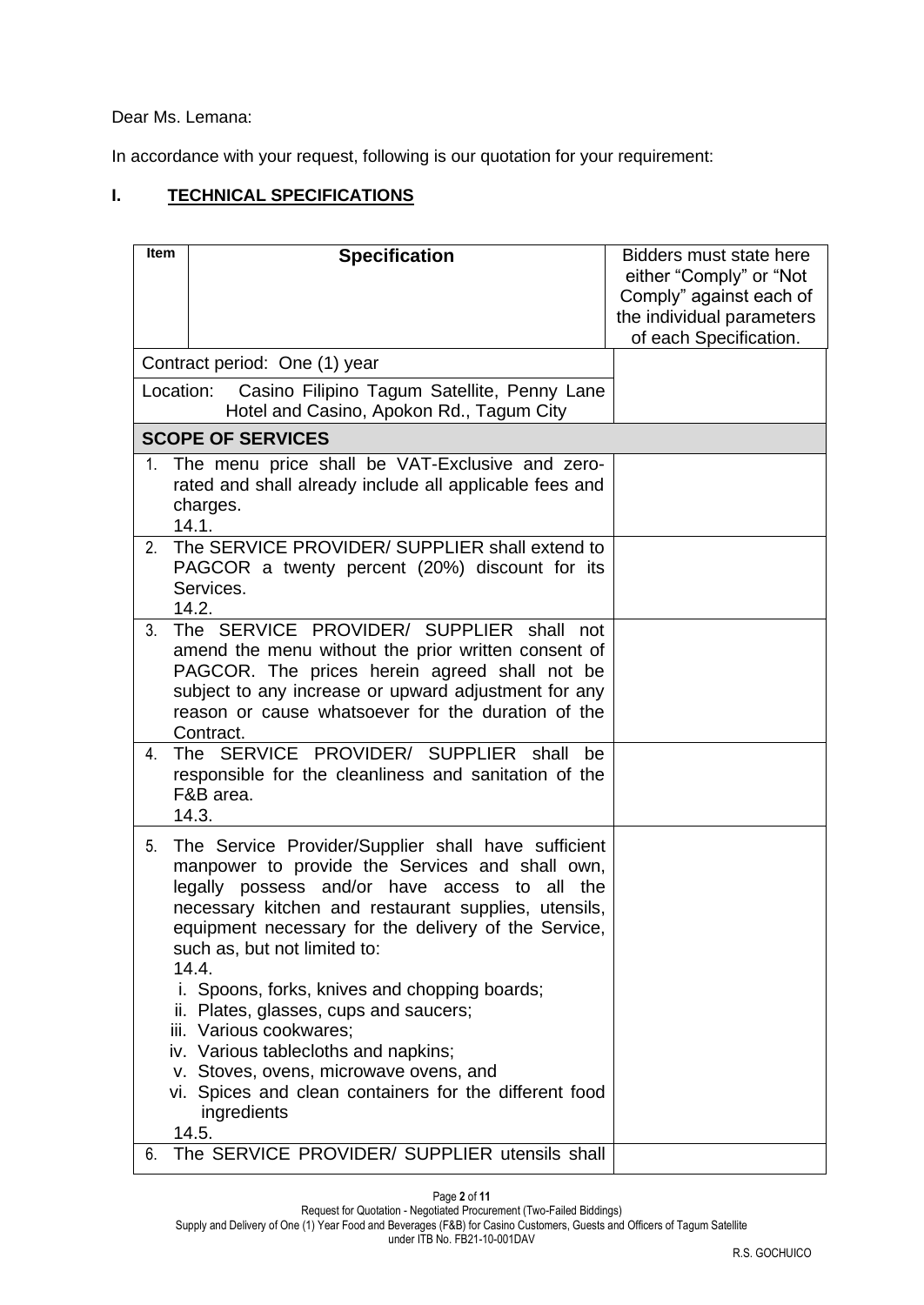Dear Ms. Lemana:

In accordance with your request, following is our quotation for your requirement:

## I. TECHNICAL SPECIFICATIONS

| Item | Specification | Bidders must state here either "Comply" or "Not Comply" against each of the individual parameters of each Specification. |
|---|---|---|
| Contract period: One (1) year | | |
| Location: Casino Filipino Tagum Satellite, Penny Lane Hotel and Casino, Apokon Rd., Tagum City | | |
| **SCOPE OF SERVICES** | | |
| 1. | The menu price shall be VAT-Exclusive and zero-rated and shall already include all applicable fees and charges. 14.1. | |
| 2. | The SERVICE PROVIDER/ SUPPLIER shall extend to PAGCOR a twenty percent (20%) discount for its Services. 14.2. | |
| 3. | The SERVICE PROVIDER/ SUPPLIER shall not amend the menu without the prior written consent of PAGCOR. The prices herein agreed shall not be subject to any increase or upward adjustment for any reason or cause whatsoever for the duration of the Contract. | |
| 4. | The SERVICE PROVIDER/ SUPPLIER shall be responsible for the cleanliness and sanitation of the F&B area. 14.3. | |
| 5. | The Service Provider/Supplier shall have sufficient manpower to provide the Services and shall own, legally possess and/or have access to all the necessary kitchen and restaurant supplies, utensils, equipment necessary for the delivery of the Service, such as, but not limited to: 14.4. i. Spoons, forks, knives and chopping boards; ii. Plates, glasses, cups and saucers; iii. Various cookwares; iv. Various tablecloths and napkins; v. Stoves, ovens, microwave ovens, and vi. Spices and clean containers for the different food ingredients 14.5. | |
| 6. | The SERVICE PROVIDER/ SUPPLIER utensils shall | |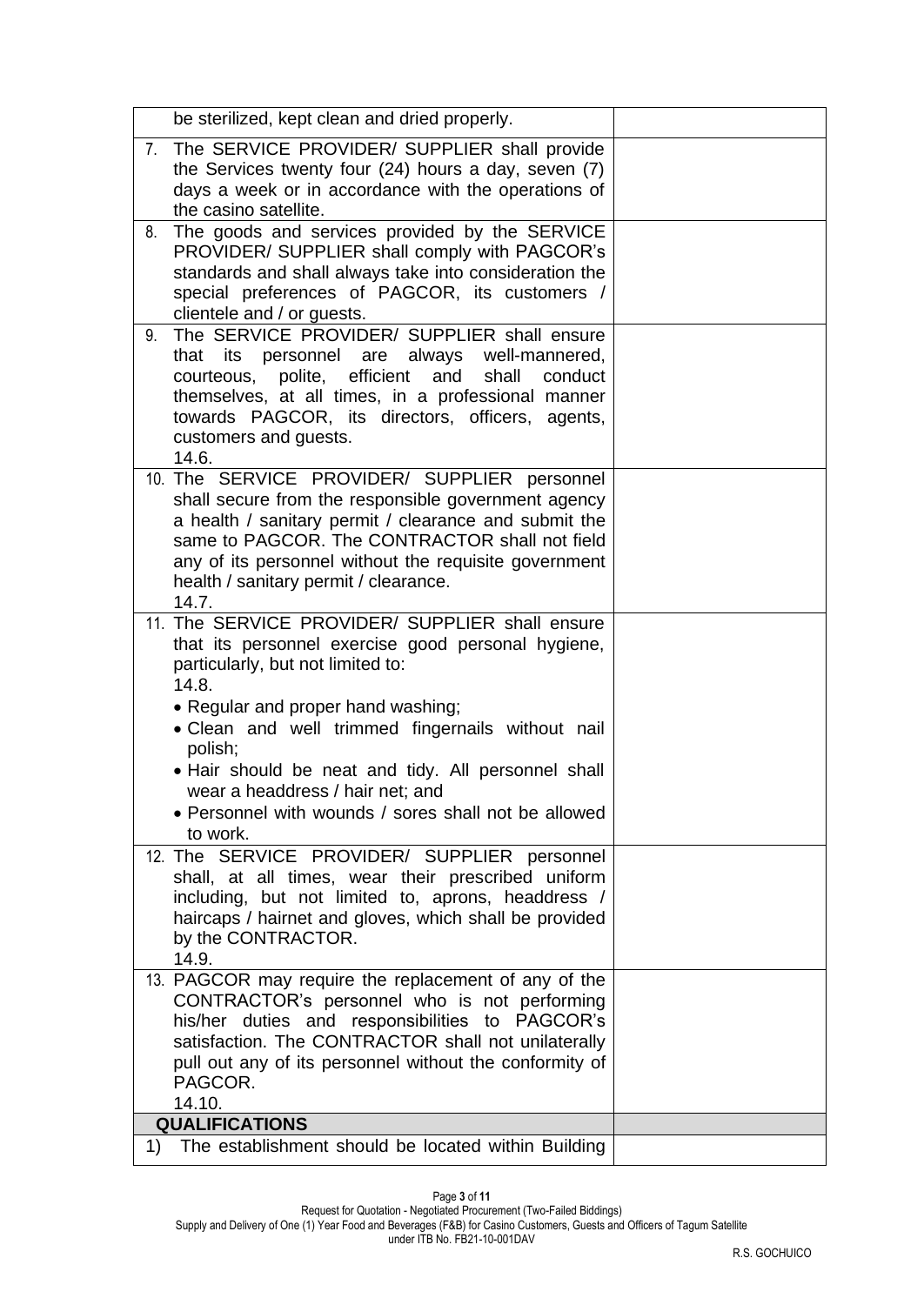| | |
|---|---|
| be sterilized, kept clean and dried properly. | |
| 7. The SERVICE PROVIDER/ SUPPLIER shall provide the Services twenty four (24) hours a day, seven (7) days a week or in accordance with the operations of the casino satellite. | |
| 8. The goods and services provided by the SERVICE PROVIDER/ SUPPLIER shall comply with PAGCOR's standards and shall always take into consideration the special preferences of PAGCOR, its customers / clientele and / or guests. | |
| 9. The SERVICE PROVIDER/ SUPPLIER shall ensure that its personnel are always well-mannered, courteous, polite, efficient and shall conduct themselves, at all times, in a professional manner towards PAGCOR, its directors, officers, agents, customers and guests.<br>14.6. | |
| 10. The SERVICE PROVIDER/ SUPPLIER personnel shall secure from the responsible government agency a health / sanitary permit / clearance and submit the same to PAGCOR. The CONTRACTOR shall not field any of its personnel without the requisite government health / sanitary permit / clearance.<br>14.7. | |
| 11. The SERVICE PROVIDER/ SUPPLIER shall ensure that its personnel exercise good personal hygiene, particularly, but not limited to:<br>14.8.<br>• Regular and proper hand washing;<br>• Clean and well trimmed fingernails without nail polish;<br>• Hair should be neat and tidy. All personnel shall wear a headdress / hair net; and<br>• Personnel with wounds / sores shall not be allowed to work. | |
| 12. The SERVICE PROVIDER/ SUPPLIER personnel shall, at all times, wear their prescribed uniform including, but not limited to, aprons, headdress / haircaps / hairnet and gloves, which shall be provided by the CONTRACTOR.<br>14.9. | |
| 13. PAGCOR may require the replacement of any of the CONTRACTOR's personnel who is not performing his/her duties and responsibilities to PAGCOR's satisfaction. The CONTRACTOR shall not unilaterally pull out any of its personnel without the conformity of PAGCOR.<br>14.10. | |
| **QUALIFICATIONS** | |
| 1) The establishment should be located within Building | |

Request for Quotation - Negotiated Procurement (Two-Failed Biddings)
Supply and Delivery of One (1) Year Food and Beverages (F&B) for Casino Customers, Guests and Officers of Tagum Satellite under ITB No. FB21-10-001DAV

R.S. GOCHUICO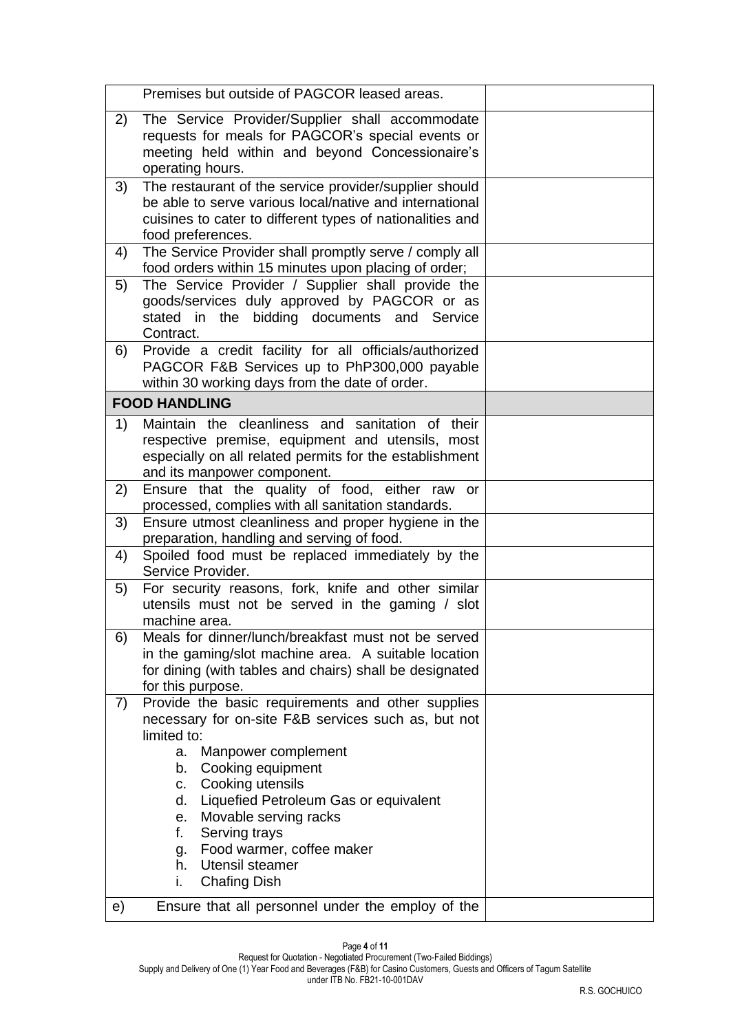| | |
|---|---|
| Premises but outside of PAGCOR leased areas. | |
| 2) The Service Provider/Supplier shall accommodate requests for meals for PAGCOR's special events or meeting held within and beyond Concessionaire's operating hours. | |
| 3) The restaurant of the service provider/supplier should be able to serve various local/native and international cuisines to cater to different types of nationalities and food preferences. | |
| 4) The Service Provider shall promptly serve / comply all food orders within 15 minutes upon placing of order; | |
| 5) The Service Provider / Supplier shall provide the goods/services duly approved by PAGCOR or as stated in the bidding documents and Service Contract. | |
| 6) Provide a credit facility for all officials/authorized PAGCOR F&B Services up to PhP300,000 payable within 30 working days from the date of order. | |
| **FOOD HANDLING** | |
| 1) Maintain the cleanliness and sanitation of their respective premise, equipment and utensils, most especially on all related permits for the establishment and its manpower component. | |
| 2) Ensure that the quality of food, either raw or processed, complies with all sanitation standards. | |
| 3) Ensure utmost cleanliness and proper hygiene in the preparation, handling and serving of food. | |
| 4) Spoiled food must be replaced immediately by the Service Provider. | |
| 5) For security reasons, fork, knife and other similar utensils must not be served in the gaming / slot machine area. | |
| 6) Meals for dinner/lunch/breakfast must not be served in the gaming/slot machine area. A suitable location for dining (with tables and chairs) shall be designated for this purpose. | |
| 7) Provide the basic requirements and other supplies necessary for on-site F&B services such as, but not limited to:<br>a. Manpower complement<br>b. Cooking equipment<br>c. Cooking utensils<br>d. Liquefied Petroleum Gas or equivalent<br>e. Movable serving racks<br>f. Serving trays<br>g. Food warmer, coffee maker<br>h. Utensil steamer<br>i. Chafing Dish | |
| e) Ensure that all personnel under the employ of the | |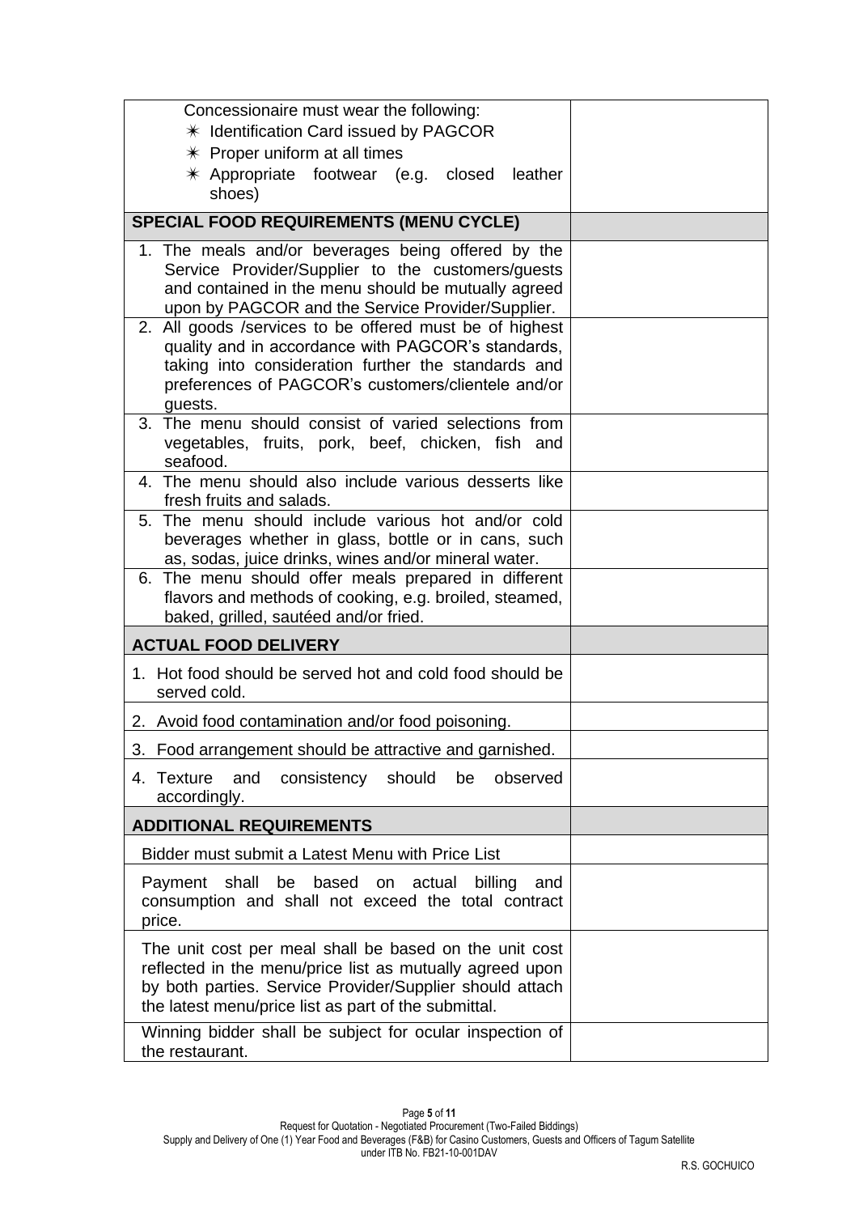| | |
|---|---|
| Concessionaire must wear the following:<br>✳ Identification Card issued by PAGCOR<br>✳ Proper uniform at all times<br>✳ Appropriate footwear (e.g. closed leather shoes) | |
| **SPECIAL FOOD REQUIREMENTS (MENU CYCLE)** | |
| 1. The meals and/or beverages being offered by the Service Provider/Supplier to the customers/guests and contained in the menu should be mutually agreed upon by PAGCOR and the Service Provider/Supplier. | |
| 2. All goods /services to be offered must be of highest quality and in accordance with PAGCOR's standards, taking into consideration further the standards and preferences of PAGCOR's customers/clientele and/or guests. | |
| 3. The menu should consist of varied selections from vegetables, fruits, pork, beef, chicken, fish and seafood. | |
| 4. The menu should also include various desserts like fresh fruits and salads. | |
| 5. The menu should include various hot and/or cold beverages whether in glass, bottle or in cans, such as, sodas, juice drinks, wines and/or mineral water. | |
| 6. The menu should offer meals prepared in different flavors and methods of cooking, e.g. broiled, steamed, baked, grilled, sautéed and/or fried. | |
| **ACTUAL FOOD DELIVERY** | |
| 1. Hot food should be served hot and cold food should be served cold. | |
| 2. Avoid food contamination and/or food poisoning. | |
| 3. Food arrangement should be attractive and garnished. | |
| 4. Texture and consistency should be observed accordingly. | |
| **ADDITIONAL REQUIREMENTS** | |
| Bidder must submit a Latest Menu with Price List | |
| Payment shall be based on actual billing and consumption and shall not exceed the total contract price. | |
| The unit cost per meal shall be based on the unit cost reflected in the menu/price list as mutually agreed upon by both parties. Service Provider/Supplier should attach the latest menu/price list as part of the submittal. | |
| Winning bidder shall be subject for ocular inspection of the restaurant. | |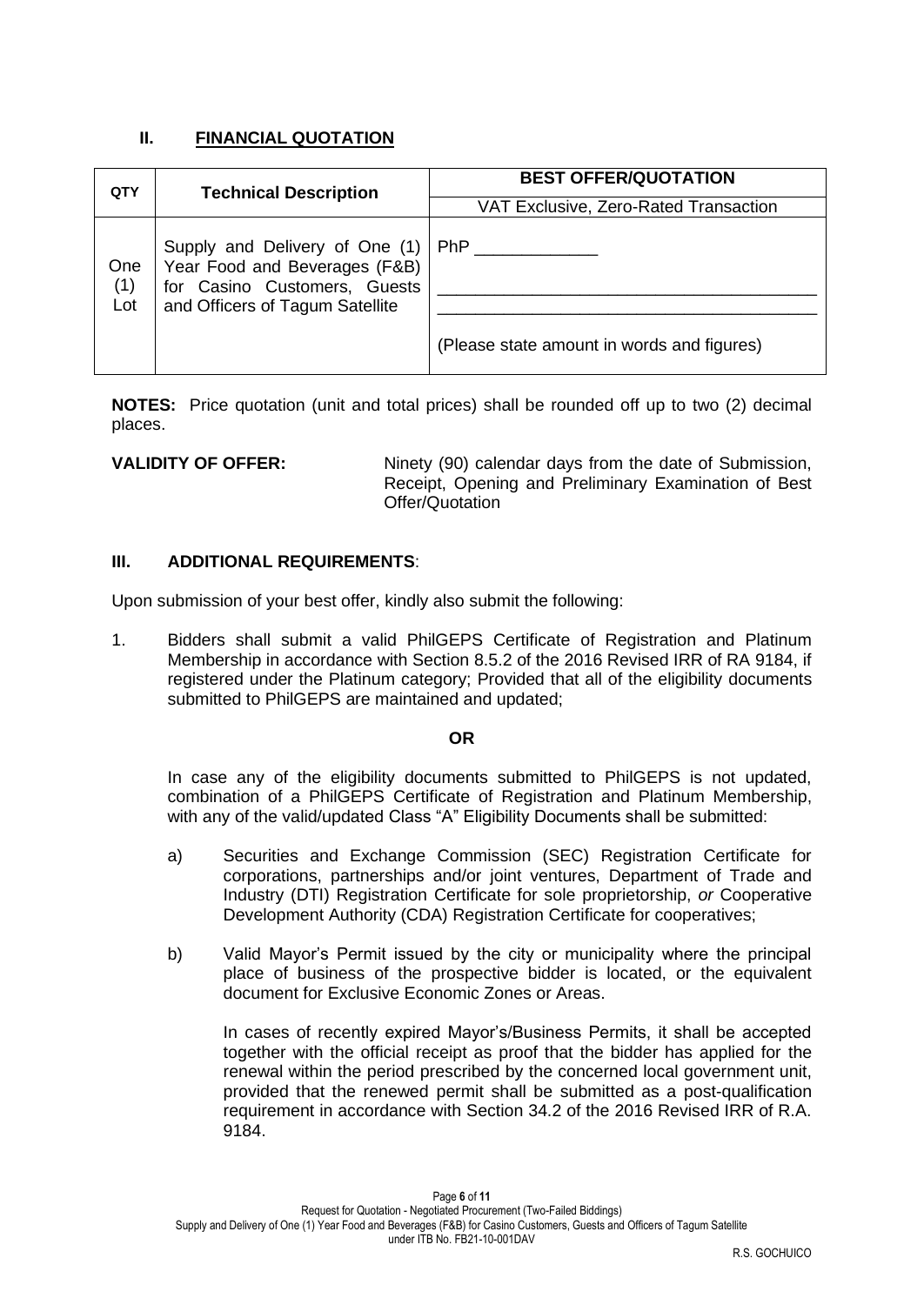## II. FINANCIAL QUOTATION

| QTY | Technical Description | BEST OFFER/QUOTATION |
|---|---|---|
| | | VAT Exclusive, Zero-Rated Transaction |
| One (1) Lot | Supply and Delivery of One (1) Year Food and Beverages (F&B) for Casino Customers, Guests and Officers of Tagum Satellite | PhP _____________ <br> ________________________________________ <br> ________________________________________ <br> (Please state amount in words and figures) |

**NOTES:** Price quotation (unit and total prices) shall be rounded off up to two (2) decimal places.

**VALIDITY OF OFFER:** Ninety (90) calendar days from the date of Submission, Receipt, Opening and Preliminary Examination of Best Offer/Quotation

## III. ADDITIONAL REQUIREMENTS:

Upon submission of your best offer, kindly also submit the following:

1. Bidders shall submit a valid PhilGEPS Certificate of Registration and Platinum Membership in accordance with Section 8.5.2 of the 2016 Revised IRR of RA 9184, if registered under the Platinum category; Provided that all of the eligibility documents submitted to PhilGEPS are maintained and updated;

   **OR**

   In case any of the eligibility documents submitted to PhilGEPS is not updated, combination of a PhilGEPS Certificate of Registration and Platinum Membership, with any of the valid/updated Class "A" Eligibility Documents shall be submitted:

   a) Securities and Exchange Commission (SEC) Registration Certificate for corporations, partnerships and/or joint ventures, Department of Trade and Industry (DTI) Registration Certificate for sole proprietorship, *or* Cooperative Development Authority (CDA) Registration Certificate for cooperatives;

   b) Valid Mayor's Permit issued by the city or municipality where the principal place of business of the prospective bidder is located, or the equivalent document for Exclusive Economic Zones or Areas.

      In cases of recently expired Mayor's/Business Permits, it shall be accepted together with the official receipt as proof that the bidder has applied for the renewal within the period prescribed by the concerned local government unit, provided that the renewed permit shall be submitted as a post-qualification requirement in accordance with Section 34.2 of the 2016 Revised IRR of R.A. 9184.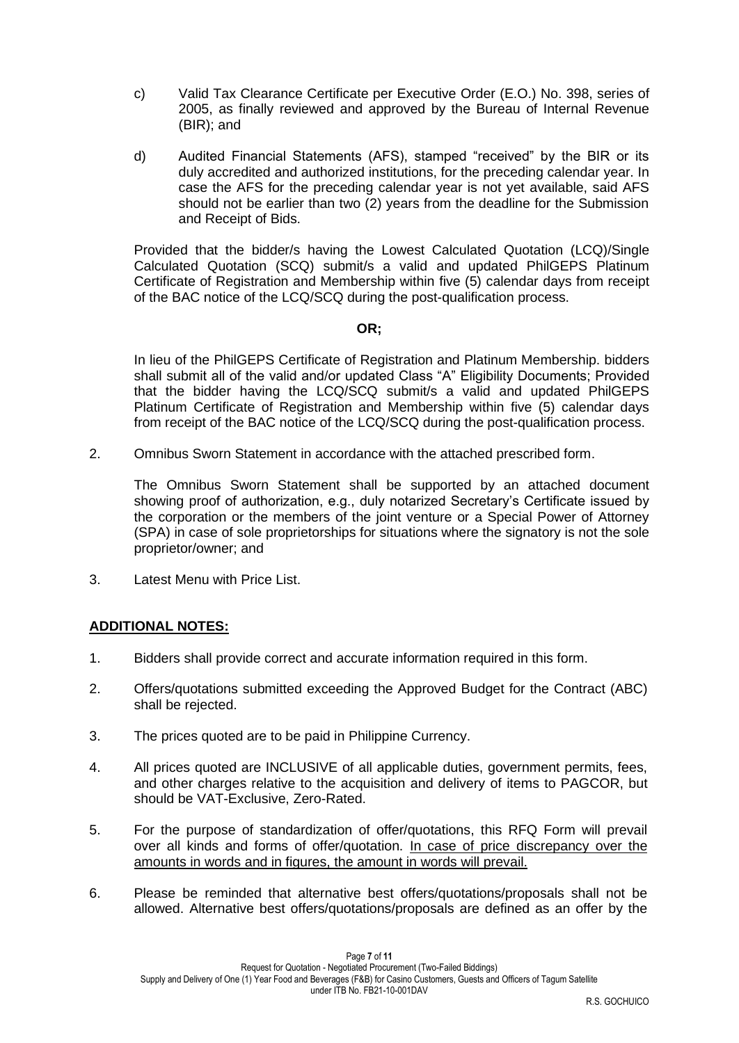c) Valid Tax Clearance Certificate per Executive Order (E.O.) No. 398, series of 2005, as finally reviewed and approved by the Bureau of Internal Revenue (BIR); and

d) Audited Financial Statements (AFS), stamped "received" by the BIR or its duly accredited and authorized institutions, for the preceding calendar year. In case the AFS for the preceding calendar year is not yet available, said AFS should not be earlier than two (2) years from the deadline for the Submission and Receipt of Bids.

Provided that the bidder/s having the Lowest Calculated Quotation (LCQ)/Single Calculated Quotation (SCQ) submit/s a valid and updated PhilGEPS Platinum Certificate of Registration and Membership within five (5) calendar days from receipt of the BAC notice of the LCQ/SCQ during the post-qualification process.

**OR;**

In lieu of the PhilGEPS Certificate of Registration and Platinum Membership. bidders shall submit all of the valid and/or updated Class "A" Eligibility Documents; Provided that the bidder having the LCQ/SCQ submit/s a valid and updated PhilGEPS Platinum Certificate of Registration and Membership within five (5) calendar days from receipt of the BAC notice of the LCQ/SCQ during the post-qualification process.

2. Omnibus Sworn Statement in accordance with the attached prescribed form.

   The Omnibus Sworn Statement shall be supported by an attached document showing proof of authorization, e.g., duly notarized Secretary's Certificate issued by the corporation or the members of the joint venture or a Special Power of Attorney (SPA) in case of sole proprietorships for situations where the signatory is not the sole proprietor/owner; and

3. Latest Menu with Price List.

## ADDITIONAL NOTES:

1. Bidders shall provide correct and accurate information required in this form.

2. Offers/quotations submitted exceeding the Approved Budget for the Contract (ABC) shall be rejected.

3. The prices quoted are to be paid in Philippine Currency.

4. All prices quoted are INCLUSIVE of all applicable duties, government permits, fees, and other charges relative to the acquisition and delivery of items to PAGCOR, but should be VAT-Exclusive, Zero-Rated.

5. For the purpose of standardization of offer/quotations, this RFQ Form will prevail over all kinds and forms of offer/quotation. In case of price discrepancy over the amounts in words and in figures, the amount in words will prevail.

6. Please be reminded that alternative best offers/quotations/proposals shall not be allowed. Alternative best offers/quotations/proposals are defined as an offer by the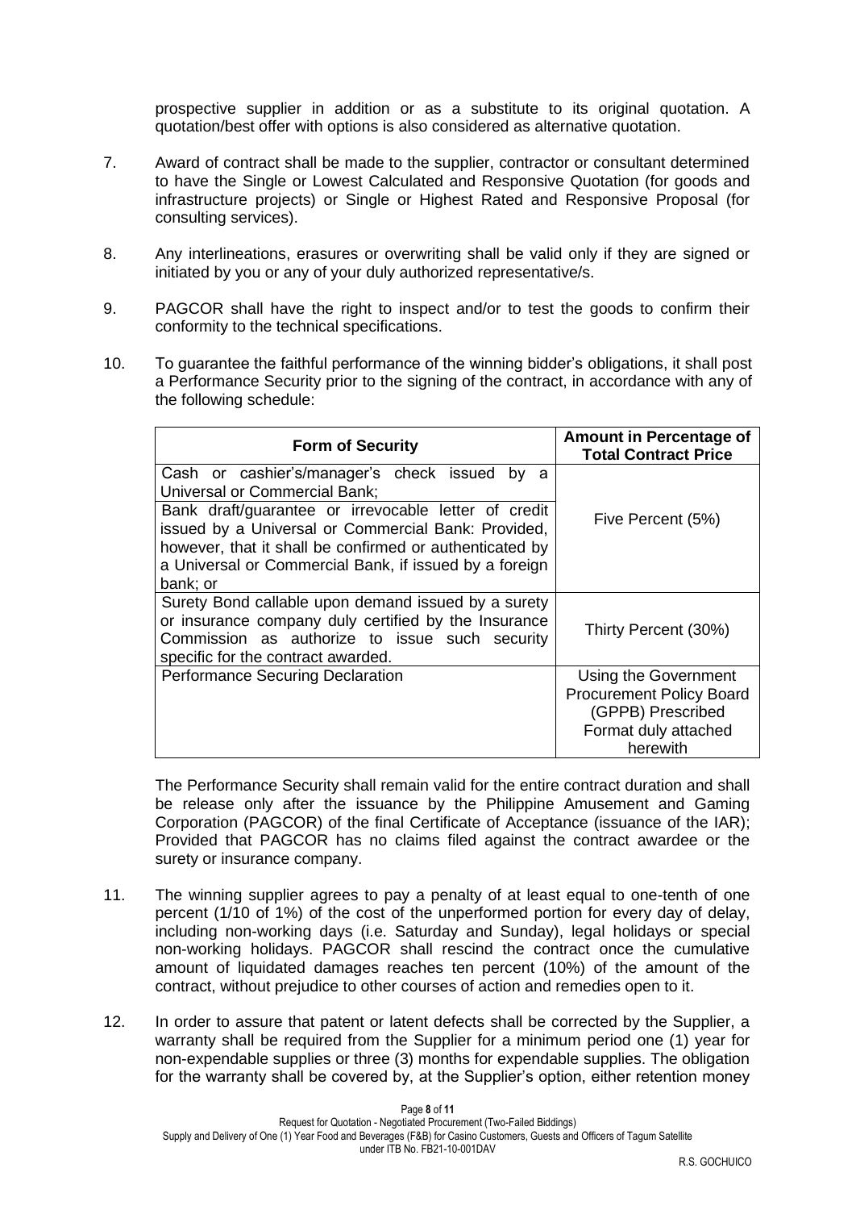prospective supplier in addition or as a substitute to its original quotation. A quotation/best offer with options is also considered as alternative quotation.

7. Award of contract shall be made to the supplier, contractor or consultant determined to have the Single or Lowest Calculated and Responsive Quotation (for goods and infrastructure projects) or Single or Highest Rated and Responsive Proposal (for consulting services).

8. Any interlineations, erasures or overwriting shall be valid only if they are signed or initiated by you or any of your duly authorized representative/s.

9. PAGCOR shall have the right to inspect and/or to test the goods to confirm their conformity to the technical specifications.

10. To guarantee the faithful performance of the winning bidder's obligations, it shall post a Performance Security prior to the signing of the contract, in accordance with any of the following schedule:

| Form of Security | Amount in Percentage of Total Contract Price |
|---|---|
| Cash or cashier's/manager's check issued by a Universal or Commercial Bank;<br>Bank draft/guarantee or irrevocable letter of credit issued by a Universal or Commercial Bank: Provided, however, that it shall be confirmed or authenticated by a Universal or Commercial Bank, if issued by a foreign bank; or | Five Percent (5%) |
| Surety Bond callable upon demand issued by a surety or insurance company duly certified by the Insurance Commission as authorize to issue such security specific for the contract awarded. | Thirty Percent (30%) |
| Performance Securing Declaration | Using the Government Procurement Policy Board (GPPB) Prescribed Format duly attached herewith |

The Performance Security shall remain valid for the entire contract duration and shall be release only after the issuance by the Philippine Amusement and Gaming Corporation (PAGCOR) of the final Certificate of Acceptance (issuance of the IAR); Provided that PAGCOR has no claims filed against the contract awardee or the surety or insurance company.

11. The winning supplier agrees to pay a penalty of at least equal to one-tenth of one percent (1/10 of 1%) of the cost of the unperformed portion for every day of delay, including non-working days (i.e. Saturday and Sunday), legal holidays or special non-working holidays. PAGCOR shall rescind the contract once the cumulative amount of liquidated damages reaches ten percent (10%) of the amount of the contract, without prejudice to other courses of action and remedies open to it.

12. In order to assure that patent or latent defects shall be corrected by the Supplier, a warranty shall be required from the Supplier for a minimum period one (1) year for non-expendable supplies or three (3) months for expendable supplies. The obligation for the warranty shall be covered by, at the Supplier's option, either retention money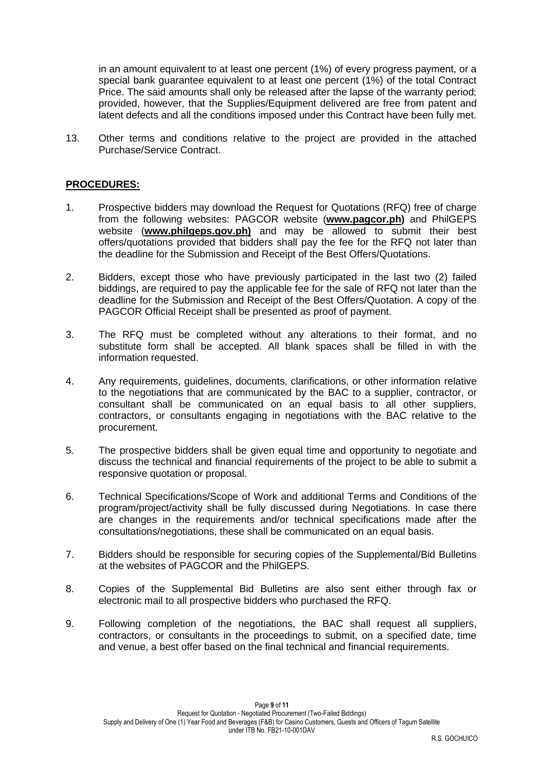in an amount equivalent to at least one percent (1%) of every progress payment, or a special bank guarantee equivalent to at least one percent (1%) of the total Contract Price. The said amounts shall only be released after the lapse of the warranty period; provided, however, that the Supplies/Equipment delivered are free from patent and latent defects and all the conditions imposed under this Contract have been fully met.

13. Other terms and conditions relative to the project are provided in the attached Purchase/Service Contract.

**PROCEDURES:**

1. Prospective bidders may download the Request for Quotations (RFQ) free of charge from the following websites: PAGCOR website (**www.pagcor.ph)** and PhilGEPS website (**www.philgeps.gov.ph)** and may be allowed to submit their best offers/quotations provided that bidders shall pay the fee for the RFQ not later than the deadline for the Submission and Receipt of the Best Offers/Quotations.

2. Bidders, except those who have previously participated in the last two (2) failed biddings, are required to pay the applicable fee for the sale of RFQ not later than the deadline for the Submission and Receipt of the Best Offers/Quotation. A copy of the PAGCOR Official Receipt shall be presented as proof of payment.

3. The RFQ must be completed without any alterations to their format, and no substitute form shall be accepted. All blank spaces shall be filled in with the information requested.

4. Any requirements, guidelines, documents, clarifications, or other information relative to the negotiations that are communicated by the BAC to a supplier, contractor, or consultant shall be communicated on an equal basis to all other suppliers, contractors, or consultants engaging in negotiations with the BAC relative to the procurement.

5. The prospective bidders shall be given equal time and opportunity to negotiate and discuss the technical and financial requirements of the project to be able to submit a responsive quotation or proposal.

6. Technical Specifications/Scope of Work and additional Terms and Conditions of the program/project/activity shall be fully discussed during Negotiations. In case there are changes in the requirements and/or technical specifications made after the consultations/negotiations, these shall be communicated on an equal basis.

7. Bidders should be responsible for securing copies of the Supplemental/Bid Bulletins at the websites of PAGCOR and the PhilGEPS.

8. Copies of the Supplemental Bid Bulletins are also sent either through fax or electronic mail to all prospective bidders who purchased the RFQ.

9. Following completion of the negotiations, the BAC shall request all suppliers, contractors, or consultants in the proceedings to submit, on a specified date, time and venue, a best offer based on the final technical and financial requirements.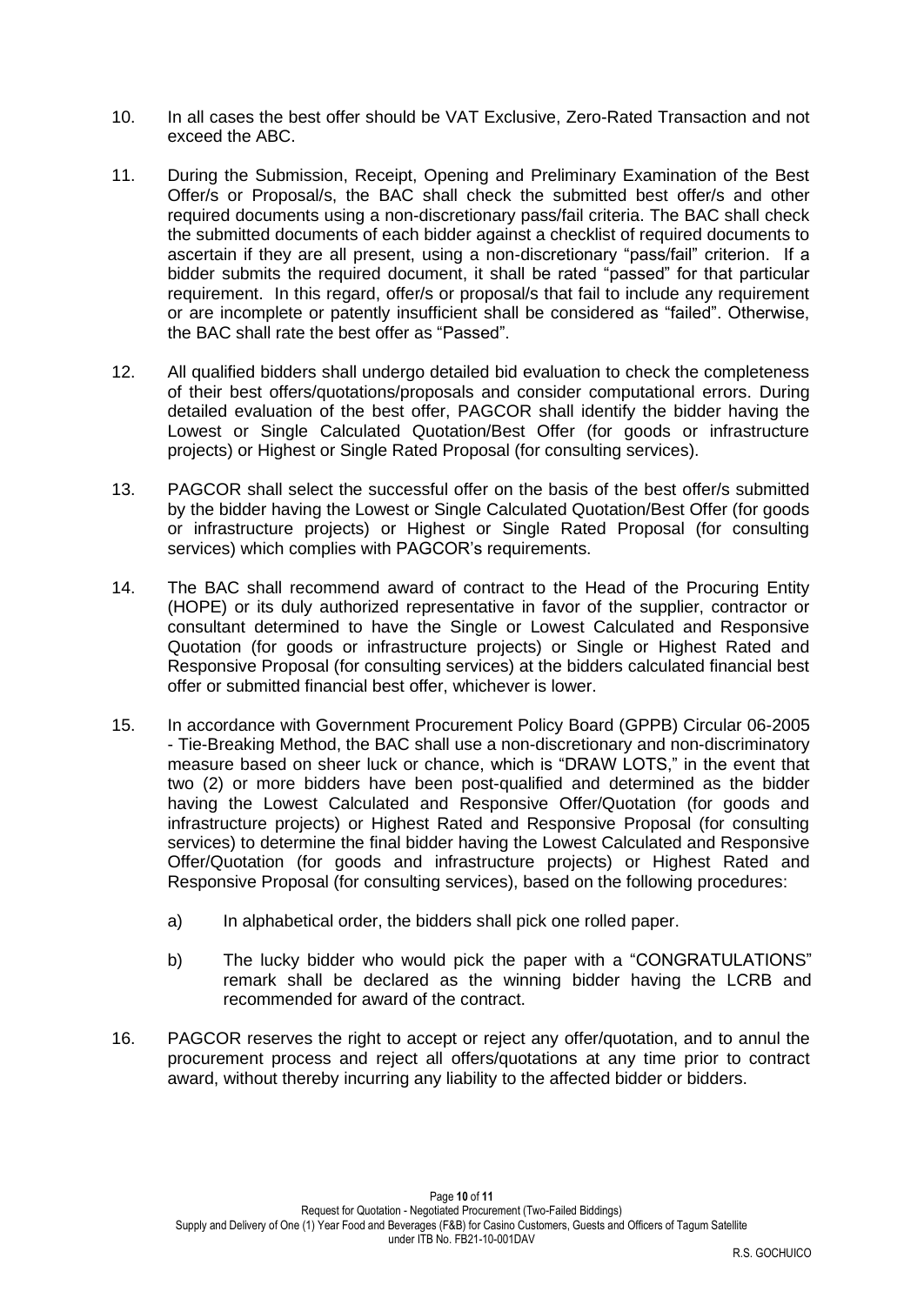10. In all cases the best offer should be VAT Exclusive, Zero-Rated Transaction and not exceed the ABC.

11. During the Submission, Receipt, Opening and Preliminary Examination of the Best Offer/s or Proposal/s, the BAC shall check the submitted best offer/s and other required documents using a non-discretionary pass/fail criteria. The BAC shall check the submitted documents of each bidder against a checklist of required documents to ascertain if they are all present, using a non-discretionary "pass/fail" criterion. If a bidder submits the required document, it shall be rated "passed" for that particular requirement. In this regard, offer/s or proposal/s that fail to include any requirement or are incomplete or patently insufficient shall be considered as "failed". Otherwise, the BAC shall rate the best offer as "Passed".

12. All qualified bidders shall undergo detailed bid evaluation to check the completeness of their best offers/quotations/proposals and consider computational errors. During detailed evaluation of the best offer, PAGCOR shall identify the bidder having the Lowest or Single Calculated Quotation/Best Offer (for goods or infrastructure projects) or Highest or Single Rated Proposal (for consulting services).

13. PAGCOR shall select the successful offer on the basis of the best offer/s submitted by the bidder having the Lowest or Single Calculated Quotation/Best Offer (for goods or infrastructure projects) or Highest or Single Rated Proposal (for consulting services) which complies with PAGCOR's requirements.

14. The BAC shall recommend award of contract to the Head of the Procuring Entity (HOPE) or its duly authorized representative in favor of the supplier, contractor or consultant determined to have the Single or Lowest Calculated and Responsive Quotation (for goods or infrastructure projects) or Single or Highest Rated and Responsive Proposal (for consulting services) at the bidders calculated financial best offer or submitted financial best offer, whichever is lower.

15. In accordance with Government Procurement Policy Board (GPPB) Circular 06-2005 - Tie-Breaking Method, the BAC shall use a non-discretionary and non-discriminatory measure based on sheer luck or chance, which is "DRAW LOTS," in the event that two (2) or more bidders have been post-qualified and determined as the bidder having the Lowest Calculated and Responsive Offer/Quotation (for goods and infrastructure projects) or Highest Rated and Responsive Proposal (for consulting services) to determine the final bidder having the Lowest Calculated and Responsive Offer/Quotation (for goods and infrastructure projects) or Highest Rated and Responsive Proposal (for consulting services), based on the following procedures:

    a) In alphabetical order, the bidders shall pick one rolled paper.

    b) The lucky bidder who would pick the paper with a "CONGRATULATIONS" remark shall be declared as the winning bidder having the LCRB and recommended for award of the contract.

16. PAGCOR reserves the right to accept or reject any offer/quotation, and to annul the procurement process and reject all offers/quotations at any time prior to contract award, without thereby incurring any liability to the affected bidder or bidders.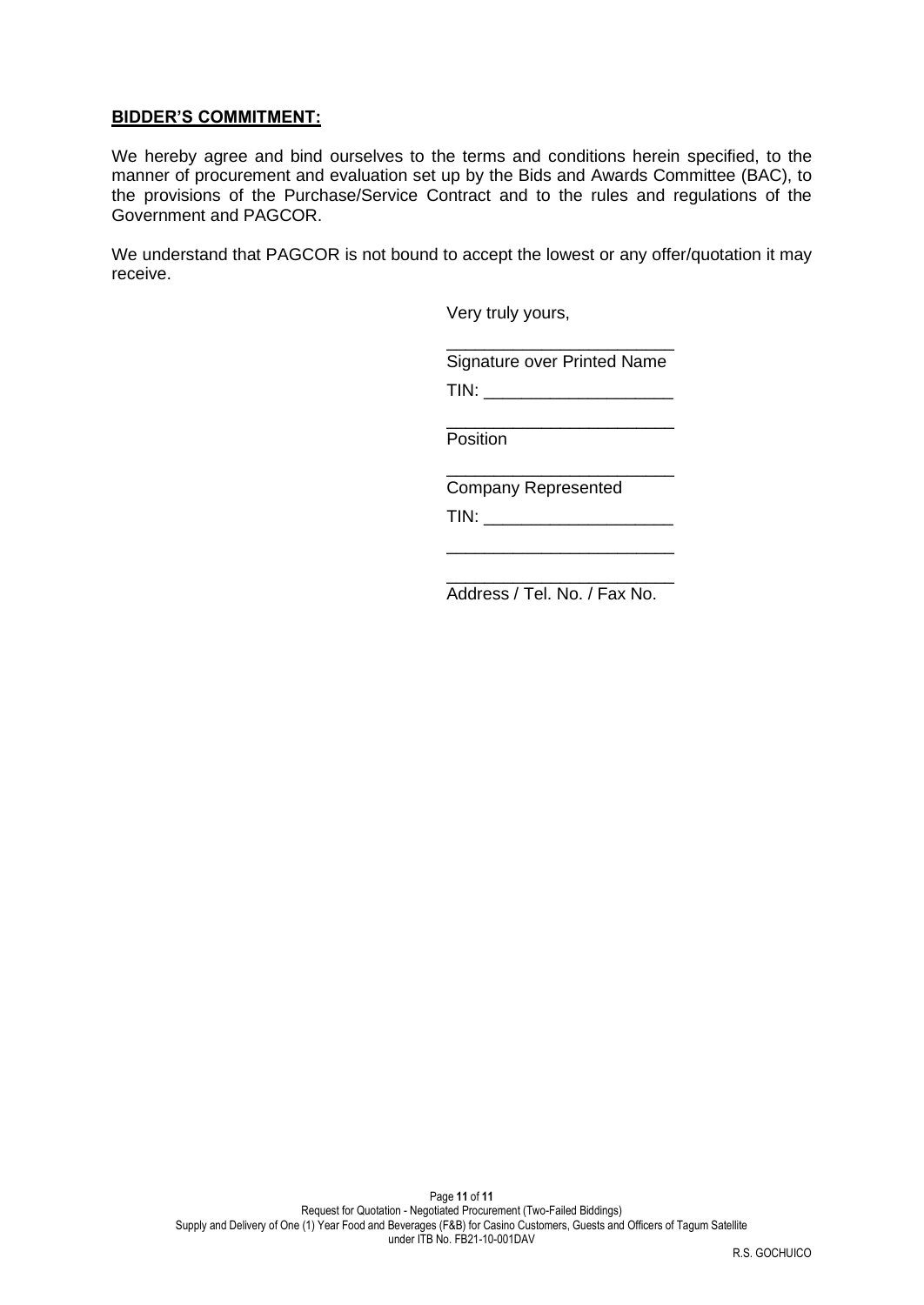**BIDDER'S COMMITMENT:**

We hereby agree and bind ourselves to the terms and conditions herein specified, to the manner of procurement and evaluation set up by the Bids and Awards Committee (BAC), to the provisions of the Purchase/Service Contract and to the rules and regulations of the Government and PAGCOR.

We understand that PAGCOR is not bound to accept the lowest or any offer/quotation it may receive.

Very truly yours,

________________________
Signature over Printed Name

TIN: ___________________

________________________
Position

________________________
Company Represented

TIN: ___________________

________________________

________________________
Address / Tel. No. / Fax No.